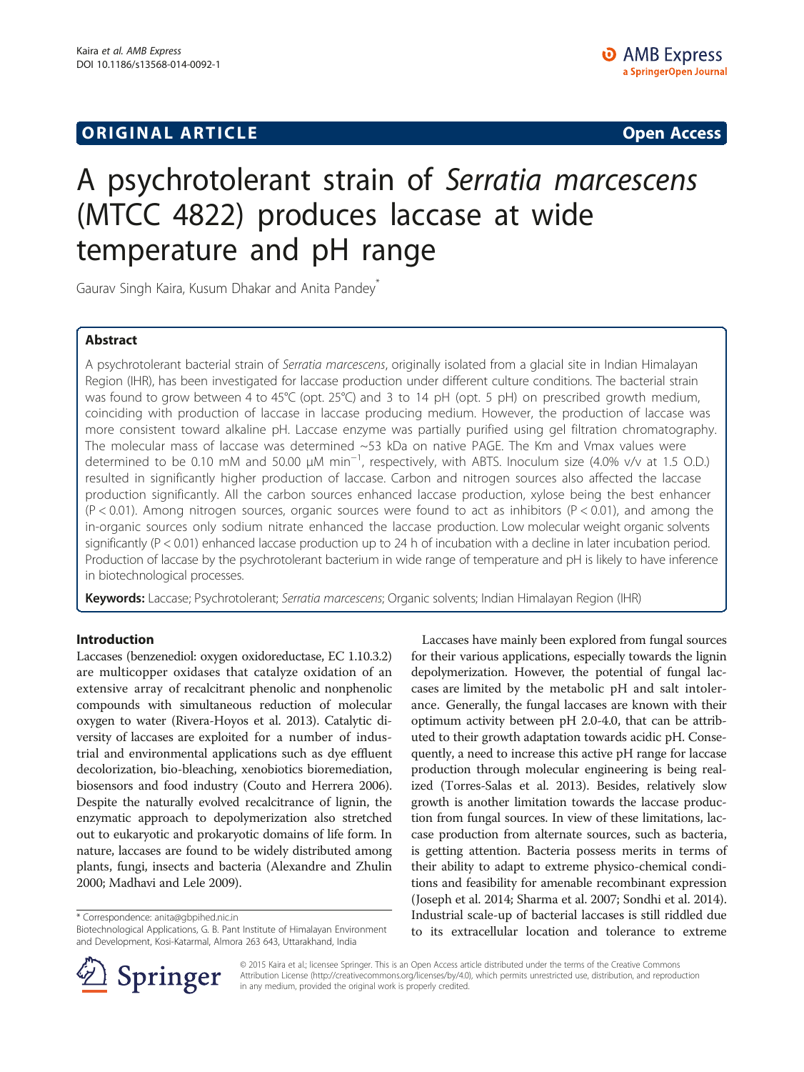**ORIGINAL ARTICLE** **Open Access**

# A psychrotolerant strain of *Serratia marcescens* (MTCC 4822) produces laccase at wide temperature and pH range

Gaurav Singh Kaira, Kusum Dhakar and Anita Pandey*

## Abstract

A psychrotolerant bacterial strain of *Serratia marcescens*, originally isolated from a glacial site in Indian Himalayan Region (IHR), has been investigated for laccase production under different culture conditions. The bacterial strain was found to grow between 4 to 45°C (opt. 25°C) and 3 to 14 pH (opt. 5 pH) on prescribed growth medium, coinciding with production of laccase in laccase producing medium. However, the production of laccase was more consistent toward alkaline pH. Laccase enzyme was partially purified using gel filtration chromatography. The molecular mass of laccase was determined ~53 kDa on native PAGE. The Km and Vmax values were determined to be 0.10 mM and 50.00 μM $min^{-1}$, respectively, with ABTS. Inoculum size (4.0% v/v at 1.5 O.D.) resulted in significantly higher production of laccase. Carbon and nitrogen sources also affected the laccase production significantly. All the carbon sources enhanced laccase production, xylose being the best enhancer ($P < 0.01$). Among nitrogen sources, organic sources were found to act as inhibitors ($P < 0.01$), and among the in-organic sources only sodium nitrate enhanced the laccase production. Low molecular weight organic solvents significantly ($P < 0.01$) enhanced laccase production up to 24 h of incubation with a decline in later incubation period. Production of laccase by the psychrotolerant bacterium in wide range of temperature and pH is likely to have inference in biotechnological processes.

**Keywords:** Laccase; Psychrotolerant; *Serratia marcescens*; Organic solvents; Indian Himalayan Region (IHR)

## Introduction

Laccases (benzenediol: oxygen oxidoreductase, EC 1.10.3.2) are multicopper oxidases that catalyze oxidation of an extensive array of recalcitrant phenolic and nonphenolic compounds with simultaneous reduction of molecular oxygen to water (Rivera-Hoyos et al. 2013). Catalytic diversity of laccases are exploited for a number of industrial and environmental applications such as dye effluent decolorization, bio-bleaching, xenobiotics bioremediation, biosensors and food industry (Couto and Herrera 2006). Despite the naturally evolved recalcitrance of lignin, the enzymatic approach to depolymerization also stretched out to eukaryotic and prokaryotic domains of life form. In nature, laccases are found to be widely distributed among plants, fungi, insects and bacteria (Alexandre and Zhulin 2000; Madhavi and Lele 2009).

Laccases have mainly been explored from fungal sources for their various applications, especially towards the lignin depolymerization. However, the potential of fungal laccases are limited by the metabolic pH and salt intolerance. Generally, the fungal laccases are known with their optimum activity between pH 2.0-4.0, that can be attributed to their growth adaptation towards acidic pH. Consequently, a need to increase this active pH range for laccase production through molecular engineering is being realized (Torres-Salas et al. 2013). Besides, relatively slow growth is another limitation towards the laccase production from fungal sources. In view of these limitations, laccase production from alternate sources, such as bacteria, is getting attention. Bacteria possess merits in terms of their ability to adapt to extreme physico-chemical conditions and feasibility for amenable recombinant expression (Joseph et al. 2014; Sharma et al. 2007; Sondhi et al. 2014). Industrial scale-up of bacterial laccases is still riddled due to its extracellular location and tolerance to extreme

\* Correspondence: anita@gbpihed.nic.in
Biotechnological Applications, G. B. Pant Institute of Himalayan Environment and Development, Kosi-Katarmal, Almora 263 643, Uttarakhand, India

© 2015 Kaira et al.; licensee Springer. This is an Open Access article distributed under the terms of the Creative Commons Attribution License (http://creativecommons.org/licenses/by/4.0), which permits unrestricted use, distribution, and reproduction in any medium, provided the original work is properly credited.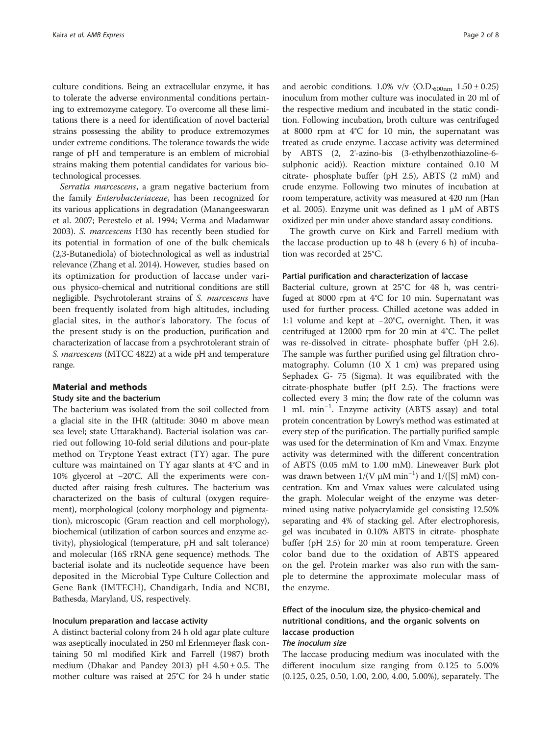culture conditions. Being an extracellular enzyme, it has to tolerate the adverse environmental conditions pertaining to extremozyme category. To overcome all these limitations there is a need for identification of novel bacterial strains possessing the ability to produce extremozymes under extreme conditions. The tolerance towards the wide range of pH and temperature is an emblem of microbial strains making them potential candidates for various biotechnological processes.

*Serratia marcescens*, a gram negative bacterium from the family *Enterobacteriaceae*, has been recognized for its various applications in degradation (Manangeeswaran et al. 2007; Perestelo et al. 1994; Verma and Madamwar 2003). *S. marcescens* H30 has recently been studied for its potential in formation of one of the bulk chemicals (2,3-Butanediola) of biotechnological as well as industrial relevance (Zhang et al. 2014). However, studies based on its optimization for production of laccase under various physico-chemical and nutritional conditions are still negligible. Psychrotolerant strains of *S. marcescens* have been frequently isolated from high altitudes, including glacial sites, in the author's laboratory. The focus of the present study is on the production, purification and characterization of laccase from a psychrotolerant strain of *S. marcescens* (MTCC 4822) at a wide pH and temperature range.

## Material and methods

### Study site and the bacterium

The bacterium was isolated from the soil collected from a glacial site in the IHR (altitude: 3040 m above mean sea level; state Uttarakhand). Bacterial isolation was carried out following 10-fold serial dilutions and pour-plate method on Tryptone Yeast extract (TY) agar. The pure culture was maintained on TY agar slants at 4°C and in 10% glycerol at −20°C. All the experiments were conducted after raising fresh cultures. The bacterium was characterized on the basis of cultural (oxygen requirement), morphological (colony morphology and pigmentation), microscopic (Gram reaction and cell morphology), biochemical (utilization of carbon sources and enzyme activity), physiological (temperature, pH and salt tolerance) and molecular (16S rRNA gene sequence) methods. The bacterial isolate and its nucleotide sequence have been deposited in the Microbial Type Culture Collection and Gene Bank (IMTECH), Chandigarh, India and NCBI, Bathesda, Maryland, US, respectively.

### Inoculum preparation and laccase activity

A distinct bacterial colony from 24 h old agar plate culture was aseptically inoculated in 250 ml Erlenmeyer flask containing 50 ml modified Kirk and Farrell (1987) broth medium (Dhakar and Pandey 2013) pH 4.50 ± 0.5. The mother culture was raised at 25°C for 24 h under static and aerobic conditions. 1.0% v/v (O.D.$_{600nm}$ 1.50 ± 0.25) inoculum from mother culture was inoculated in 20 ml of the respective medium and incubated in the static condition. Following incubation, broth culture was centrifuged at 8000 rpm at 4°C for 10 min, the supernatant was treated as crude enzyme. Laccase activity was determined by ABTS (2, 2'-azino-bis (3-ethylbenzothiazoline-6-sulphonic acid)). Reaction mixture contained 0.10 M citrate- phosphate buffer (pH 2.5), ABTS (2 mM) and crude enzyme. Following two minutes of incubation at room temperature, activity was measured at 420 nm (Han et al. 2005). Enzyme unit was defined as 1 μM of ABTS oxidized per min under above standard assay conditions.

The growth curve on Kirk and Farrell medium with the laccase production up to 48 h (every 6 h) of incubation was recorded at 25°C.

### Partial purification and characterization of laccase

Bacterial culture, grown at 25°C for 48 h, was centrifuged at 8000 rpm at 4°C for 10 min. Supernatant was used for further process. Chilled acetone was added in 1:1 volume and kept at −20°C, overnight. Then, it was centrifuged at 12000 rpm for 20 min at 4°C. The pellet was re-dissolved in citrate- phosphate buffer (pH 2.6). The sample was further purified using gel filtration chromatography. Column (10 X 1 cm) was prepared using Sephadex G- 75 (Sigma). It was equilibrated with the citrate-phosphate buffer (pH 2.5). The fractions were collected every 3 min; the flow rate of the column was 1 mL min$^{-1}$. Enzyme activity (ABTS assay) and total protein concentration by Lowry's method was estimated at every step of the purification. The partially purified sample was used for the determination of Km and Vmax. Enzyme activity was determined with the different concentration of ABTS (0.05 mM to 1.00 mM). Lineweaver Burk plot was drawn between 1/(V μM min$^{-1}$) and 1/([S] mM) concentration. Km and Vmax values were calculated using the graph. Molecular weight of the enzyme was determined using native polyacrylamide gel consisting 12.50% separating and 4% of stacking gel. After electrophoresis, gel was incubated in 0.10% ABTS in citrate- phosphate buffer (pH 2.5) for 20 min at room temperature. Green color band due to the oxidation of ABTS appeared on the gel. Protein marker was also run with the sample to determine the approximate molecular mass of the enzyme.

### Effect of the inoculum size, the physico-chemical and nutritional conditions, and the organic solvents on laccase production

#### *The inoculum size*

The laccase producing medium was inoculated with the different inoculum size ranging from 0.125 to 5.00% (0.125, 0.25, 0.50, 1.00, 2.00, 4.00, 5.00%), separately. The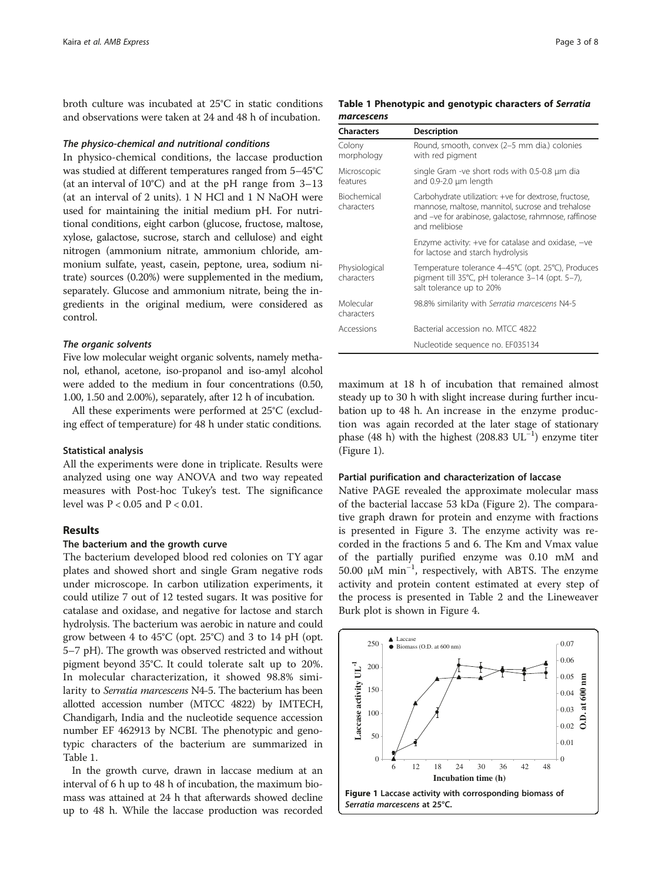broth culture was incubated at 25°C in static conditions and observations were taken at 24 and 48 h of incubation.

#### *The physico-chemical and nutritional conditions*

In physico-chemical conditions, the laccase production was studied at different temperatures ranged from 5–45°C (at an interval of 10°C) and at the pH range from 3–13 (at an interval of 2 units). 1 N HCl and 1 N NaOH were used for maintaining the initial medium pH. For nutritional conditions, eight carbon (glucose, fructose, maltose, xylose, galactose, sucrose, starch and cellulose) and eight nitrogen (ammonium nitrate, ammonium chloride, ammonium sulfate, yeast, casein, peptone, urea, sodium nitrate) sources (0.20%) were supplemented in the medium, separately. Glucose and ammonium nitrate, being the ingredients in the original medium, were considered as control.

#### *The organic solvents*

Five low molecular weight organic solvents, namely methanol, ethanol, acetone, iso-propanol and iso-amyl alcohol were added to the medium in four concentrations (0.50, 1.00, 1.50 and 2.00%), separately, after 12 h of incubation.

All these experiments were performed at 25°C (excluding effect of temperature) for 48 h under static conditions.

### Statistical analysis

All the experiments were done in triplicate. Results were analyzed using one way ANOVA and two way repeated measures with Post-hoc Tukey's test. The significance level was $P < 0.05$ and $P < 0.01$.

## Results

### The bacterium and the growth curve

The bacterium developed blood red colonies on TY agar plates and showed short and single Gram negative rods under microscope. In carbon utilization experiments, it could utilize 7 out of 12 tested sugars. It was positive for catalase and oxidase, and negative for lactose and starch hydrolysis. The bacterium was aerobic in nature and could grow between 4 to 45°C (opt. 25°C) and 3 to 14 pH (opt. 5–7 pH). The growth was observed restricted and without pigment beyond 35°C. It could tolerate salt up to 20%. In molecular characterization, it showed 98.8% similarity to *Serratia marcescens* N4-5. The bacterium has been allotted accession number (MTCC 4822) by IMTECH, Chandigarh, India and the nucleotide sequence accession number EF 462913 by NCBI. The phenotypic and genotypic characters of the bacterium are summarized in Table 1.

In the growth curve, drawn in laccase medium at an interval of 6 h up to 48 h of incubation, the maximum biomass was attained at 24 h that afterwards showed decline up to 48 h. While the laccase production was recorded maximum at 18 h of incubation that remained almost steady up to 30 h with slight increase during further incubation up to 48 h. An increase in the enzyme production was again recorded at the later stage of stationary phase (48 h) with the highest (208.83 $UL^{-1}$) enzyme titer (Figure 1).

**Table 1 Phenotypic and genotypic characters of *Serratia marcescens***

| Characters | Description |
|---|---|
| Colony morphology | Round, smooth, convex (2–5 mm dia.) colonies with red pigment |
| Microscopic features | single Gram -ve short rods with 0.5-0.8 μm dia and 0.9-2.0 μm length |
| Biochemical characters | Carbohydrate utilization: +ve for dextrose, fructose, mannose, maltose, mannitol, sucrose and trehalose and –ve for arabinose, galactose, rahmnose, raffinose and melibiose |
| | Enzyme activity: +ve for catalase and oxidase, –ve for lactose and starch hydrolysis |
| Physiological characters | Temperature tolerance 4–45°C (opt. 25°C), Produces pigment till 35°C, pH tolerance 3–14 (opt. 5–7), salt tolerance up to 20% |
| Molecular characters | 98.8% similarity with *Serratia marcescens* N4-5 |
| Accessions | Bacterial accession no. MTCC 4822 |
| | Nucleotide sequence no. EF035134 |

### Partial purification and characterization of laccase

Native PAGE revealed the approximate molecular mass of the bacterial laccase 53 kDa (Figure 2). The comparative graph drawn for protein and enzyme with fractions is presented in Figure 3. The enzyme activity was recorded in the fractions 5 and 6. The Km and Vmax value of the partially purified enzyme was 0.10 mM and 50.00 μM $min^{-1}$, respectively, with ABTS. The enzyme activity and protein content estimated at every step of the process is presented in Table 2 and the Lineweaver Burk plot is shown in Figure 4.

**Figure 1 Laccase activity with corrosponding biomass of *Serratia marcescens* at 25°C.**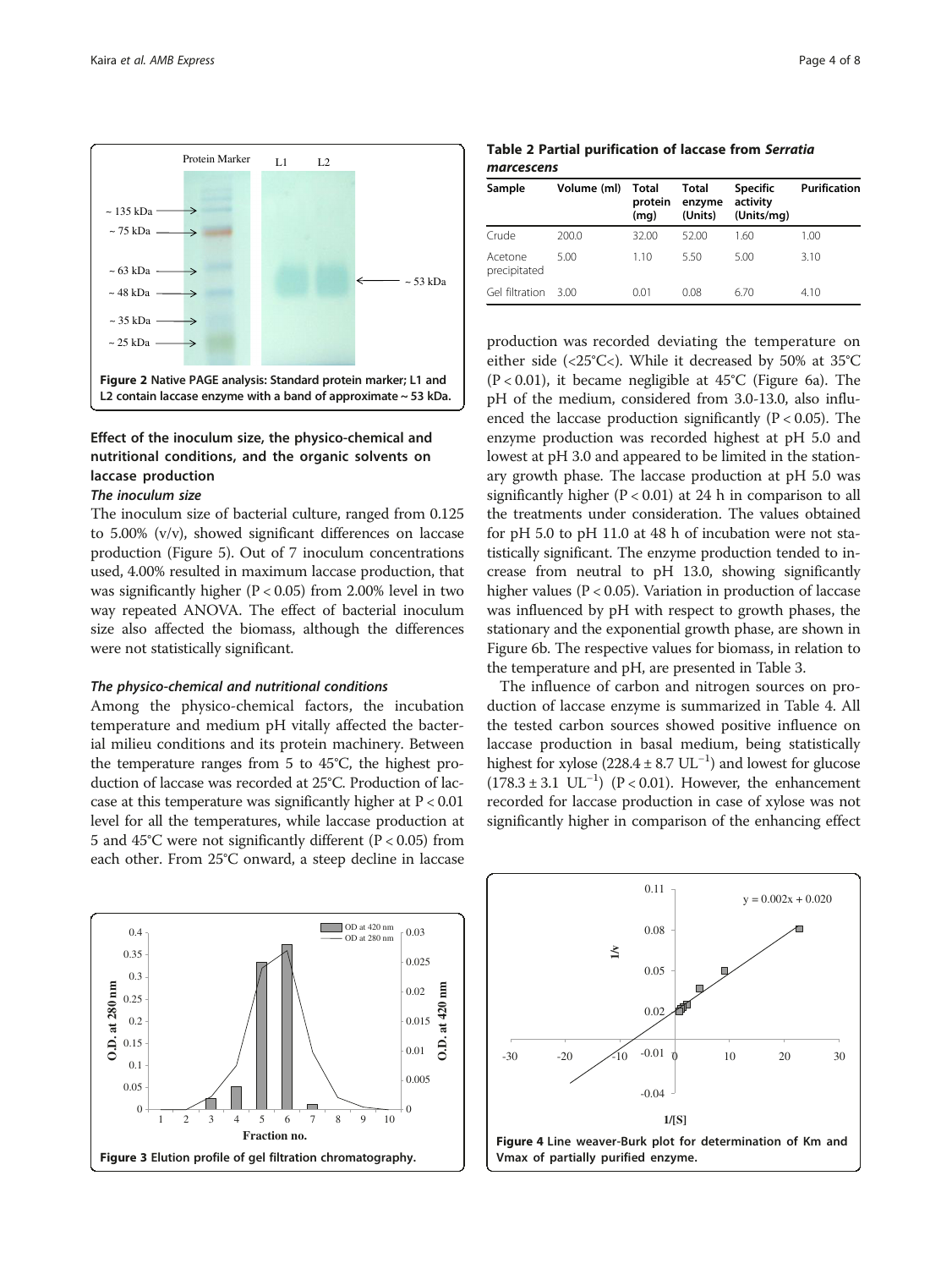Figure 2 Native PAGE analysis: Standard protein marker; L1 and L2 contain laccase enzyme with a band of approximate ~ 53 kDa.

## Effect of the inoculum size, the physico-chemical and nutritional conditions, and the organic solvents on laccase production

### *The inoculum size*

The inoculum size of bacterial culture, ranged from 0.125 to 5.00% (v/v), showed significant differences on laccase production (Figure 5). Out of 7 inoculum concentrations used, 4.00% resulted in maximum laccase production, that was significantly higher ($P < 0.05$) from 2.00% level in two way repeated ANOVA. The effect of bacterial inoculum size also affected the biomass, although the differences were not statistically significant.

### *The physico-chemical and nutritional conditions*

Among the physico-chemical factors, the incubation temperature and medium pH vitally affected the bacterial milieu conditions and its protein machinery. Between the temperature ranges from 5 to 45°C, the highest production of laccase was recorded at 25°C. Production of laccase at this temperature was significantly higher at $P < 0.01$ level for all the temperatures, while laccase production at 5 and 45°C were not significantly different ($P < 0.05$) from each other. From 25°C onward, a steep decline in laccase production was recorded deviating the temperature on either side (<25°C<). While it decreased by 50% at 35°C ($P < 0.01$), it became negligible at 45°C (Figure 6a). The pH of the medium, considered from 3.0-13.0, also influenced the laccase production significantly ($P < 0.05$). The enzyme production was recorded highest at pH 5.0 and lowest at pH 3.0 and appeared to be limited in the stationary growth phase. The laccase production at pH 5.0 was significantly higher ($P < 0.01$) at 24 h in comparison to all the treatments under consideration. The values obtained for pH 5.0 to pH 11.0 at 48 h of incubation were not statistically significant. The enzyme production tended to increase from neutral to pH 13.0, showing significantly higher values ($P < 0.05$). Variation in production of laccase was influenced by pH with respect to growth phases, the stationary and the exponential growth phase, are shown in Figure 6b. The respective values for biomass, in relation to the temperature and pH, are presented in Table 3.

The influence of carbon and nitrogen sources on production of laccase enzyme is summarized in Table 4. All the tested carbon sources showed positive influence on laccase production in basal medium, being statistically highest for xylose ($228.4 \pm 8.7$ $UL^{-1}$) and lowest for glucose ($178.3 \pm 3.1$ $UL^{-1}$) ($P < 0.01$). However, the enhancement recorded for laccase production in case of xylose was not significantly higher in comparison of the enhancing effect

**Table 2 Partial purification of laccase from *Serratia marcescens***

| Sample | Volume (ml) | Total protein (mg) | Total enzyme (Units) | Specific activity (Units/mg) | Purification |
|---|---|---|---|---|---|
| Crude | 200.0 | 32.00 | 52.00 | 1.60 | 1.00 |
| Acetone precipitated | 5.00 | 1.10 | 5.50 | 5.00 | 3.10 |
| Gel filtration | 3.00 | 0.01 | 0.08 | 6.70 | 4.10 |

Figure 3 Elution profile of gel filtration chromatography.

Figure 4 Line weaver-Burk plot for determination of Km and Vmax of partially purified enzyme.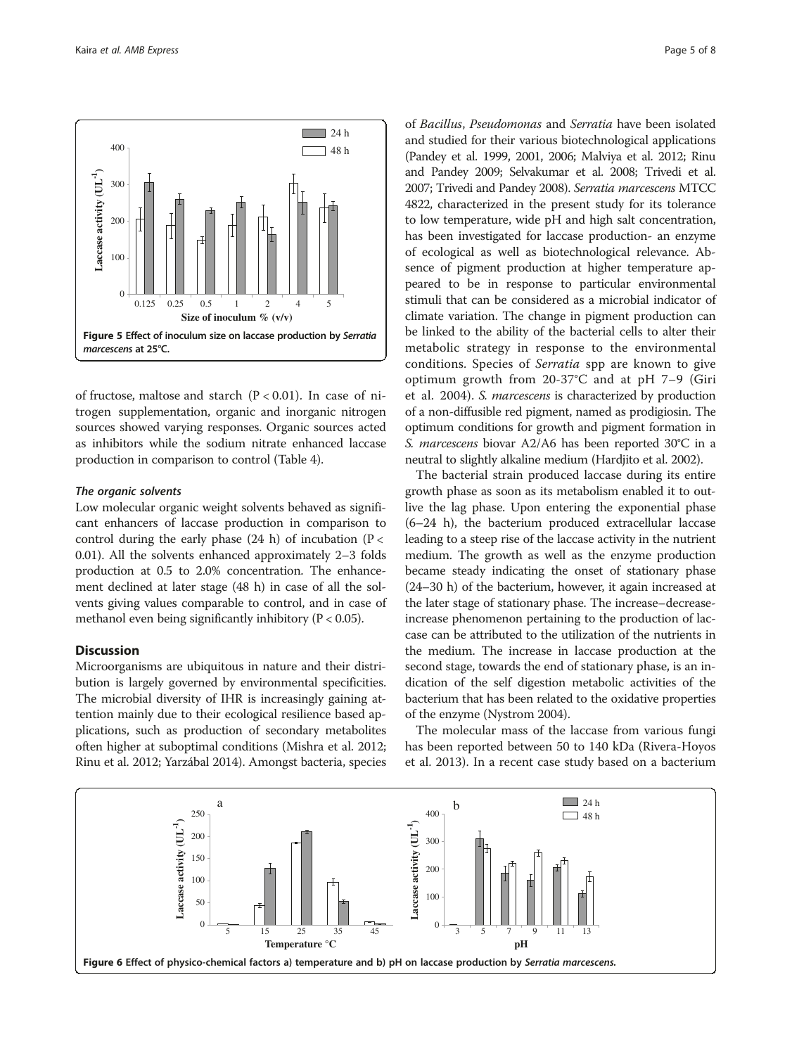Figure 5 Effect of inoculum size on laccase production by *Serratia marcescens* at 25°C.

of fructose, maltose and starch ($P < 0.01$). In case of nitrogen supplementation, organic and inorganic nitrogen sources showed varying responses. Organic sources acted as inhibitors while the sodium nitrate enhanced laccase production in comparison to control (Table 4).

#### *The organic solvents*

Low molecular organic weight solvents behaved as significant enhancers of laccase production in comparison to control during the early phase (24 h) of incubation ($P < 0.01$). All the solvents enhanced approximately 2–3 folds production at 0.5 to 2.0% concentration. The enhancement declined at later stage (48 h) in case of all the solvents giving values comparable to control, and in case of methanol even being significantly inhibitory ($P < 0.05$).

## Discussion

Microorganisms are ubiquitous in nature and their distribution is largely governed by environmental specificities. The microbial diversity of IHR is increasingly gaining attention mainly due to their ecological resilience based applications, such as production of secondary metabolites often higher at suboptimal conditions (Mishra et al. 2012; Rinu et al. 2012; Yarzábal 2014). Amongst bacteria, species of *Bacillus*, *Pseudomonas* and *Serratia* have been isolated and studied for their various biotechnological applications (Pandey et al. 1999, 2001, 2006; Malviya et al. 2012; Rinu and Pandey 2009; Selvakumar et al. 2008; Trivedi et al. 2007; Trivedi and Pandey 2008). *Serratia marcescens* MTCC 4822, characterized in the present study for its tolerance to low temperature, wide pH and high salt concentration, has been investigated for laccase production- an enzyme of ecological as well as biotechnological relevance. Absence of pigment production at higher temperature appeared to be in response to particular environmental stimuli that can be considered as a microbial indicator of climate variation. The change in pigment production can be linked to the ability of the bacterial cells to alter their metabolic strategy in response to the environmental conditions. Species of *Serratia* spp are known to give optimum growth from 20-37°C and at pH 7–9 (Giri et al. 2004). *S. marcescens* is characterized by production of a non-diffusible red pigment, named as prodigiosin. The optimum conditions for growth and pigment formation in *S. marcescens* biovar A2/A6 has been reported 30°C in a neutral to slightly alkaline medium (Hardjito et al. 2002).

The bacterial strain produced laccase during its entire growth phase as soon as its metabolism enabled it to outlive the lag phase. Upon entering the exponential phase (6–24 h), the bacterium produced extracellular laccase leading to a steep rise of the laccase activity in the nutrient medium. The growth as well as the enzyme production became steady indicating the onset of stationary phase (24–30 h) of the bacterium, however, it again increased at the later stage of stationary phase. The increase–decrease-increase phenomenon pertaining to the production of laccase can be attributed to the utilization of the nutrients in the medium. The increase in laccase production at the second stage, towards the end of stationary phase, is an indication of the self digestion metabolic activities of the bacterium that has been related to the oxidative properties of the enzyme (Nystrom 2004).

The molecular mass of the laccase from various fungi has been reported between 50 to 140 kDa (Rivera-Hoyos et al. 2013). In a recent case study based on a bacterium

Figure 6 Effect of physico-chemical factors a) temperature and b) pH on laccase production by *Serratia marcescens*.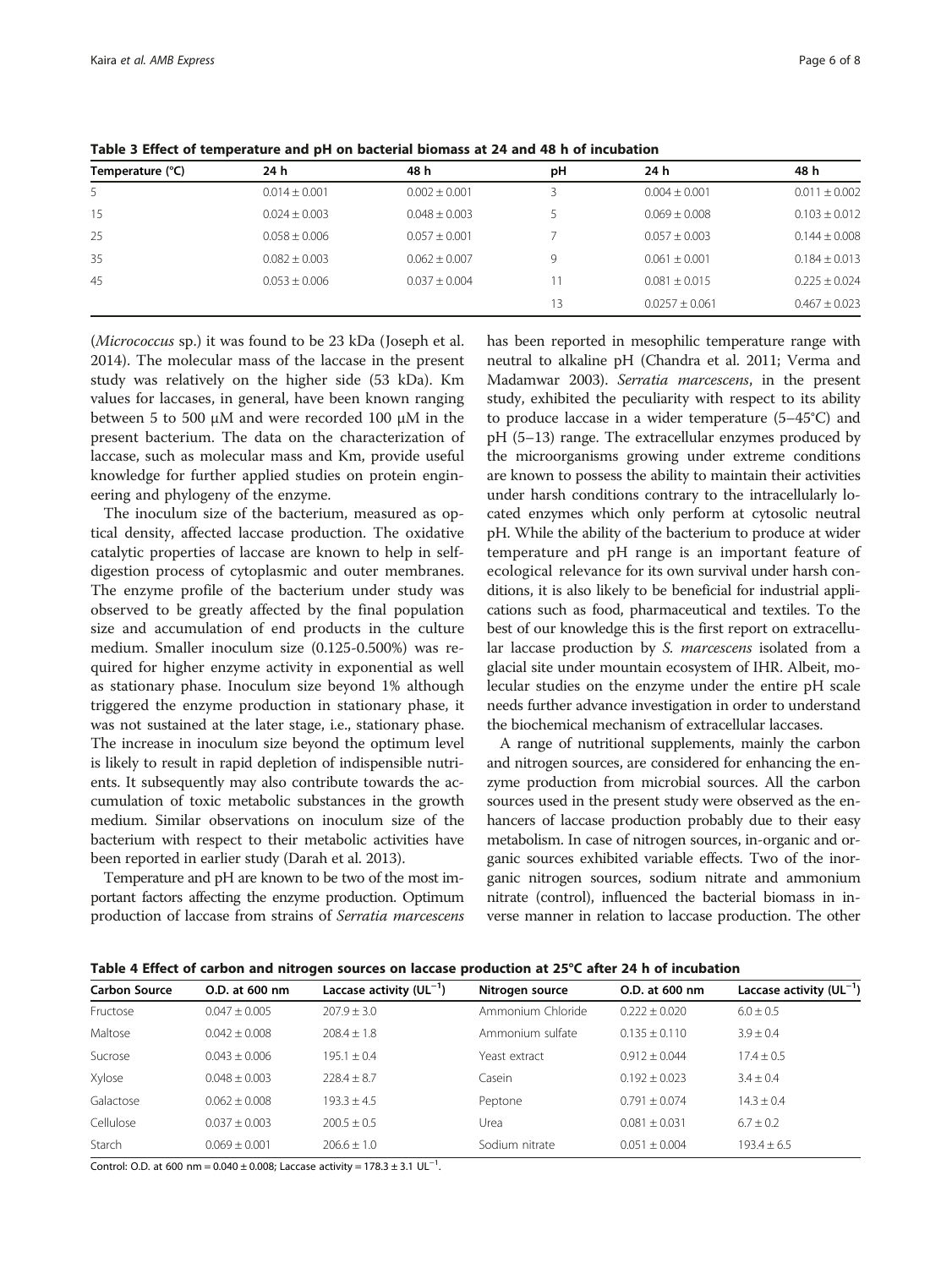**Table 3 Effect of temperature and pH on bacterial biomass at 24 and 48 h of incubation**

| Temperature (°C) | 24 h | 48 h | pH | 24 h | 48 h |
|---|---|---|---|---|---|
| 5 | 0.014 ± 0.001 | 0.002 ± 0.001 | 3 | 0.004 ± 0.001 | 0.011 ± 0.002 |
| 15 | 0.024 ± 0.003 | 0.048 ± 0.003 | 5 | 0.069 ± 0.008 | 0.103 ± 0.012 |
| 25 | 0.058 ± 0.006 | 0.057 ± 0.001 | 7 | 0.057 ± 0.003 | 0.144 ± 0.008 |
| 35 | 0.082 ± 0.003 | 0.062 ± 0.007 | 9 | 0.061 ± 0.001 | 0.184 ± 0.013 |
| 45 | 0.053 ± 0.006 | 0.037 ± 0.004 | 11 | 0.081 ± 0.015 | 0.225 ± 0.024 |
| | | | 13 | 0.0257 ± 0.061 | 0.467 ± 0.023 |

(*Micrococcus* sp.) it was found to be 23 kDa (Joseph et al. 2014). The molecular mass of the laccase in the present study was relatively on the higher side (53 kDa). Km values for laccases, in general, have been known ranging between 5 to 500 μM and were recorded 100 μM in the present bacterium. The data on the characterization of laccase, such as molecular mass and Km, provide useful knowledge for further applied studies on protein engineering and phylogeny of the enzyme.

The inoculum size of the bacterium, measured as optical density, affected laccase production. The oxidative catalytic properties of laccase are known to help in self-digestion process of cytoplasmic and outer membranes. The enzyme profile of the bacterium under study was observed to be greatly affected by the final population size and accumulation of end products in the culture medium. Smaller inoculum size (0.125-0.500%) was required for higher enzyme activity in exponential as well as stationary phase. Inoculum size beyond 1% although triggered the enzyme production in stationary phase, it was not sustained at the later stage, i.e., stationary phase. The increase in inoculum size beyond the optimum level is likely to result in rapid depletion of indispensible nutrients. It subsequently may also contribute towards the accumulation of toxic metabolic substances in the growth medium. Similar observations on inoculum size of the bacterium with respect to their metabolic activities have been reported in earlier study (Darah et al. 2013).

Temperature and pH are known to be two of the most important factors affecting the enzyme production. Optimum production of laccase from strains of *Serratia marcescens* has been reported in mesophilic temperature range with neutral to alkaline pH (Chandra et al. 2011; Verma and Madamwar 2003). *Serratia marcescens*, in the present study, exhibited the peculiarity with respect to its ability to produce laccase in a wider temperature (5–45°C) and pH (5–13) range. The extracellular enzymes produced by the microorganisms growing under extreme conditions are known to possess the ability to maintain their activities under harsh conditions contrary to the intracellularly located enzymes which only perform at cytosolic neutral pH. While the ability of the bacterium to produce at wider temperature and pH range is an important feature of ecological relevance for its own survival under harsh conditions, it is also likely to be beneficial for industrial applications such as food, pharmaceutical and textiles. To the best of our knowledge this is the first report on extracellular laccase production by *S. marcescens* isolated from a glacial site under mountain ecosystem of IHR. Albeit, molecular studies on the enzyme under the entire pH scale needs further advance investigation in order to understand the biochemical mechanism of extracellular laccases.

A range of nutritional supplements, mainly the carbon and nitrogen sources, are considered for enhancing the enzyme production from microbial sources. All the carbon sources used in the present study were observed as the enhancers of laccase production probably due to their easy metabolism. In case of nitrogen sources, in-organic and organic sources exhibited variable effects. Two of the inorganic nitrogen sources, sodium nitrate and ammonium nitrate (control), influenced the bacterial biomass in inverse manner in relation to laccase production. The other

**Table 4 Effect of carbon and nitrogen sources on laccase production at 25°C after 24 h of incubation**

| Carbon Source | O.D. at 600 nm | Laccase activity ($UL^{-1}$) | Nitrogen source | O.D. at 600 nm | Laccase activity ($UL^{-1}$) |
|---|---|---|---|---|---|
| Fructose | 0.047 ± 0.005 | 207.9 ± 3.0 | Ammonium Chloride | 0.222 ± 0.020 | 6.0 ± 0.5 |
| Maltose | 0.042 ± 0.008 | 208.4 ± 1.8 | Ammonium sulfate | 0.135 ± 0.110 | 3.9 ± 0.4 |
| Sucrose | 0.043 ± 0.006 | 195.1 ± 0.4 | Yeast extract | 0.912 ± 0.044 | 17.4 ± 0.5 |
| Xylose | 0.048 ± 0.003 | 228.4 ± 8.7 | Casein | 0.192 ± 0.023 | 3.4 ± 0.4 |
| Galactose | 0.062 ± 0.008 | 193.3 ± 4.5 | Peptone | 0.791 ± 0.074 | 14.3 ± 0.4 |
| Cellulose | 0.037 ± 0.003 | 200.5 ± 0.5 | Urea | 0.081 ± 0.031 | 6.7 ± 0.2 |
| Starch | 0.069 ± 0.001 | 206.6 ± 1.0 | Sodium nitrate | 0.051 ± 0.004 | 193.4 ± 6.5 |

Control: O.D. at 600 nm = 0.040 ± 0.008; Laccase activity = 178.3 ± 3.1 $UL^{-1}$.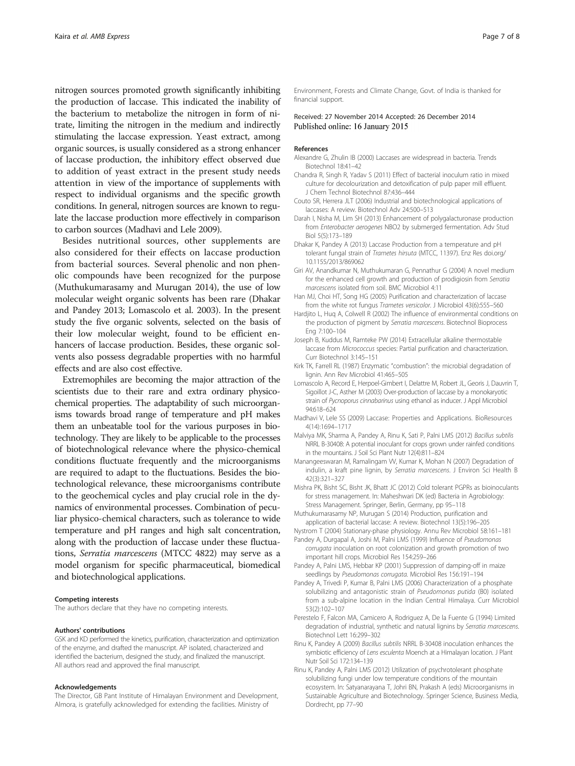nitrogen sources promoted growth significantly inhibiting the production of laccase. This indicated the inability of the bacterium to metabolize the nitrogen in form of nitrate, limiting the nitrogen in the medium and indirectly stimulating the laccase expression. Yeast extract, among organic sources, is usually considered as a strong enhancer of laccase production, the inhibitory effect observed due to addition of yeast extract in the present study needs attention in view of the importance of supplements with respect to individual organisms and the specific growth conditions. In general, nitrogen sources are known to regulate the laccase production more effectively in comparison to carbon sources (Madhavi and Lele 2009).

Besides nutritional sources, other supplements are also considered for their effects on laccase production from bacterial sources. Several phenolic and non phenolic compounds have been recognized for the purpose (Muthukumarasamy and Murugan 2014), the use of low molecular weight organic solvents has been rare (Dhakar and Pandey 2013; Lomascolo et al. 2003). In the present study the five organic solvents, selected on the basis of their low molecular weight, found to be efficient enhancers of laccase production. Besides, these organic solvents also possess degradable properties with no harmful effects and are also cost effective.

Extremophiles are becoming the major attraction of the scientists due to their rare and extra ordinary physicochemical properties. The adaptability of such microorganisms towards broad range of temperature and pH makes them an unbeatable tool for the various purposes in biotechnology. They are likely to be applicable to the processes of biotechnological relevance where the physico-chemical conditions fluctuate frequently and the microorganisms are required to adapt to the fluctuations. Besides the biotechnological relevance, these microorganisms contribute to the geochemical cycles and play crucial role in the dynamics of environmental processes. Combination of peculiar physico-chemical characters, such as tolerance to wide temperature and pH ranges and high salt concentration, along with the production of laccase under these fluctuations, *Serratia marcescens* (MTCC 4822) may serve as a model organism for specific pharmaceutical, biomedical and biotechnological applications.

#### Competing interests

The authors declare that they have no competing interests.

#### Authors' contributions

GSK and KD performed the kinetics, purification, characterization and optimization of the enzyme, and drafted the manuscript. AP isolated, characterized and identified the bacterium, designed the study, and finalized the manuscript. All authors read and approved the final manuscript.

#### Acknowledgements

The Director, GB Pant Institute of Himalayan Environment and Development, Almora, is gratefully acknowledged for extending the facilities. Ministry of Environment, Forests and Climate Change, Govt. of India is thanked for financial support.

Received: 27 November 2014 Accepted: 26 December 2014
Published online: 16 January 2015

#### References

Alexandre G, Zhulin IB (2000) Laccases are widespread in bacteria. Trends Biotechnol 18:41–42

Chandra R, Singh R, Yadav S (2011) Effect of bacterial inoculum ratio in mixed culture for decolourization and detoxification of pulp paper mill effluent. J Chem Technol Biotechnol 87:436–444

Couto SR, Herrera JLT (2006) Industrial and biotechnological applications of laccases: A review. Biotechnol Adv 24:500–513

Darah I, Nisha M, Lim SH (2013) Enhancement of polygalacturonase production from *Enterobacter aerogenes* NBO2 by submerged fermentation. Adv Stud Biol 5(5):173–189

Dhakar K, Pandey A (2013) Laccase Production from a temperature and pH tolerant fungal strain of *Trametes hirsuta* (MTCC, 11397). Enz Res doi.org/10.1155/2013/869062

Giri AV, Anandkumar N, Muthukumaran G, Pennathur G (2004) A novel medium for the enhanced cell growth and production of prodigiosin from *Serratia marcescens* isolated from soil. BMC Microbiol 4:11

Han MJ, Choi HT, Song HG (2005) Purification and characterization of laccase from the white rot fungus *Trametes versicolor*. J Microbiol 43(6):555–560

Hardjito L, Huq A, Colwell R (2002) The influence of environmental conditions on the production of pigment by *Serratia marcescens*. Biotechnol Bioprocess Eng 7:100–104

Joseph B, Kuddus M, Ramteke PW (2014) Extracellular alkaline thermostable laccase from *Micrococcus* species: Partial purification and characterization. Curr Biotechnol 3:145–151

Kirk TK, Farrell RL (1987) Enzymatic "combustion": the microbial degradation of lignin. Ann Rev Microbiol 41:465–505

Lomascolo A, Record E, Herpoel-Gimbert I, Delattre M, Robert JL, Georis J, Dauvrin T, Sigoillot J-C, Asther M (2003) Over-production of laccase by a monokaryotic strain of *Pycnoporus cinnabarinus* using ethanol as inducer. J Appl Microbiol 94:618–624

Madhavi V, Lele SS (2009) Laccase: Properties and Applications. BioResources 4(14):1694–1717

Malviya MK, Sharma A, Pandey A, Rinu K, Sati P, Palni LMS (2012) *Bacillus subtilis* NRRL B-30408: A potential inoculant for crops grown under rainfed conditions in the mountains. J Soil Sci Plant Nutr 12(4):811–824

Manangeeswaran M, Ramalingam VV, Kumar K, Mohan N (2007) Degradation of indulin, a kraft pine lignin, by *Serratia marcescens*. J Environ Sci Health B 42(3):321–327

Mishra PK, Bisht SC, Bisht JK, Bhatt JC (2012) Cold tolerant PGPRs as bioinoculants for stress management. In: Maheshwari DK (ed) Bacteria in Agrobiology: Stress Management. Springer, Berlin, Germany, pp 95–118

Muthukumarasamy NP, Murugan S (2014) Production, purification and application of bacterial laccase: A review. Biotechnol 13(5):196–205

Nystrom T (2004) Stationary-phase physiology. Annu Rev Microbiol 58:161–181

Pandey A, Durgapal A, Joshi M, Palni LMS (1999) Influence of *Pseudomonas corrugata* inoculation on root colonization and growth promotion of two important hill crops. Microbiol Res 154:259–266

Pandey A, Palni LMS, Hebbar KP (2001) Suppression of damping-off in maize seedlings by *Pseudomonas corrugata*. Microbiol Res 156:191–194

Pandey A, Trivedi P, Kumar B, Palni LMS (2006) Characterization of a phosphate solubilizing and antagonistic strain of *Pseudomonas putida* (B0) isolated from a sub-alpine location in the Indian Central Himalaya. Curr Microbiol 53(2):102–107

Perestelo F, Falcon MA, Camicero A, Rodriguez A, De la Fuente G (1994) Limited degradation of industrial, synthetic and natural lignins by *Serratia marcescens*. Biotechnol Lett 16:299–302

Rinu K, Pandey A (2009) *Bacillus subtilis* NRRL B-30408 inoculation enhances the symbiotic efficiency of *Lens esculenta* Moench at a Himalayan location. J Plant Nutr Soil Sci 172:134–139

Rinu K, Pandey A, Palni LMS (2012) Utilization of psychrotolerant phosphate solubilizing fungi under low temperature conditions of the mountain ecosystem. In: Satyanarayana T, Johri BN, Prakash A (eds) Microorganisms in Sustainable Agriculture and Biotechnology. Springer Science, Business Media, Dordrecht, pp 77–90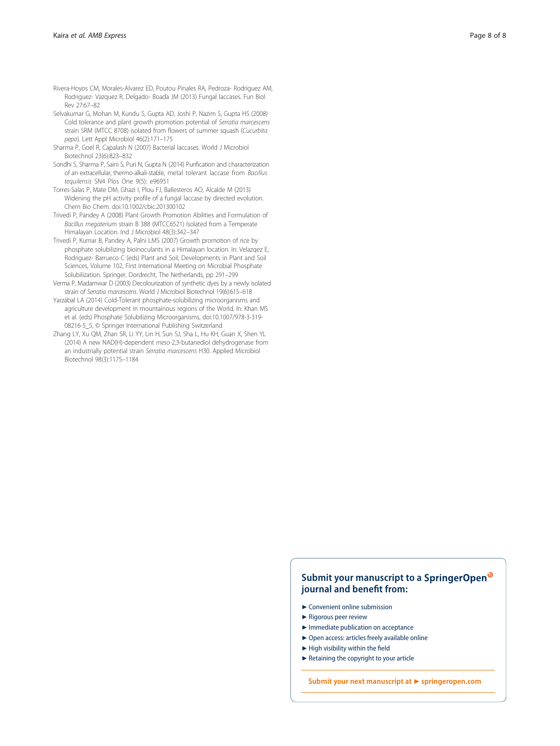Rivera-Hoyos CM, Morales-Alvarez ED, Poutou Pinales RA, Pedroza- Rodriguez AM, Rodriguez- Vazquez R, Delgado- Boada JM (2013) Fungal laccases. Fun Biol Rev 27:67–82

Selvakumar G, Mohan M, Kundu S, Gupta AD, Joshi P, Nazim S, Gupta HS (2008) Cold tolerance and plant growth promotion potential of *Serratia marcescens* strain SRM (MTCC 8708) isolated from flowers of summer squash (*Cucurbita pepo*). Lett Appl Microbiol 46(2):171–175

Sharma P, Goel R, Capalash N (2007) Bacterial laccases. World J Microbiol Biotechnol 23(6):823–832

Sondhi S, Sharma P, Saini S, Puri N, Gupta N (2014) Purification and characterization of an extracellular, thermo-alkali-stable, metal tolerant laccase from *Bacillus tequilensis* SN4 Plos One 9(5): e96951

Torres-Salas P, Mate DM, Ghazi I, Plou FJ, Ballesteros AO, Alcalde M (2013) Widening the pH activity profile of a fungal laccase by directed evolution. Chem Bio Chem. doi:10.1002/cbic.201300102

Trivedi P, Pandey A (2008) Plant Growth Promotion Abilities and Formulation of *Bacillus megaterium* strain B 388 (MTCC6521) Isolated from a Temperate Himalayan Location. Ind J Microbiol 48(3):342–347

Trivedi P, Kumar B, Pandey A, Palni LMS (2007) Growth promotion of rice by phosphate solubilizing bioinoculants in a Himalayan location. In: Velazqez E, Rodriguez- Barrueco C (eds) Plant and Soil, Developments in Plant and Soil Sciences, Volume 102, First International Meeting on Microbial Phosphate Solubilization. Springer, Dordrecht, The Netherlands, pp 291–299

Verma P, Madamwar D (2003) Decolourization of synthetic dyes by a newly isolated strain of *Serratia marcescens*. World J Microbiol Biotechnol 19(6):615–618

Yarzábal LA (2014) Cold-Tolerant phosphate-solubilizing microorganisms and agriculture development in mountainous regions of the World. In: Khan MS et al. (eds) Phosphate Solubilizing Microorganisms, doi:10.1007/978-3-319-08216-5_5, © Springer International Publishing Switzerland

Zhang LY, Xu QM, Zhan SR, Li YY, Lin H, Sun SJ, Sha L, Hu KH, Guan X, Shen YL (2014) A new NAD(H)-dependent *meso*-2,3-butanediol dehydrogenase from an industrially potential strain *Serratia marcescens* H30. Applied Microbiol Biotechnol 98(3):1175–1184

**Submit your manuscript to a SpringerOpen journal and benefit from:**

- ► Convenient online submission
- ► Rigorous peer review
- ► Immediate publication on acceptance
- ► Open access: articles freely available online
- ► High visibility within the field
- ► Retaining the copyright to your article

**Submit your next manuscript at ► springeropen.com**